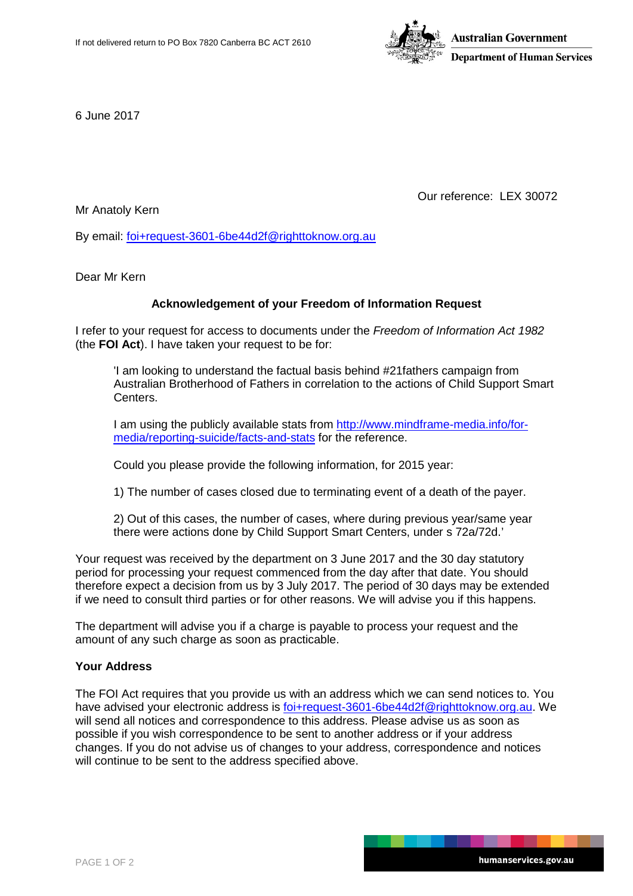If not delivered return to PO Box 7820 Canberra BC ACT 2610

**Australian Government**
**Department of Human Services**

6 June 2017

Our reference: LEX 30072

Mr Anatoly Kern

By email: foi+request-3601-6be44d2f@righttoknow.org.au

Dear Mr Kern

**Acknowledgement of your Freedom of Information Request**

I refer to your request for access to documents under the *Freedom of Information Act 1982* (the **FOI Act**). I have taken your request to be for:

> 'I am looking to understand the factual basis behind #21fathers campaign from Australian Brotherhood of Fathers in correlation to the actions of Child Support Smart Centers.
>
> I am using the publicly available stats from http://www.mindframe-media.info/for-media/reporting-suicide/facts-and-stats for the reference.
>
> Could you please provide the following information, for 2015 year:
>
> 1) The number of cases closed due to terminating event of a death of the payer.
>
> 2) Out of this cases, the number of cases, where during previous year/same year there were actions done by Child Support Smart Centers, under s 72a/72d.'

Your request was received by the department on 3 June 2017 and the 30 day statutory period for processing your request commenced from the day after that date. You should therefore expect a decision from us by 3 July 2017. The period of 30 days may be extended if we need to consult third parties or for other reasons. We will advise you if this happens.

The department will advise you if a charge is payable to process your request and the amount of any such charge as soon as practicable.

**Your Address**

The FOI Act requires that you provide us with an address which we can send notices to. You have advised your electronic address is foi+request-3601-6be44d2f@righttoknow.org.au. We will send all notices and correspondence to this address. Please advise us as soon as possible if you wish correspondence to be sent to another address or if your address changes. If you do not advise us of changes to your address, correspondence and notices will continue to be sent to the address specified above.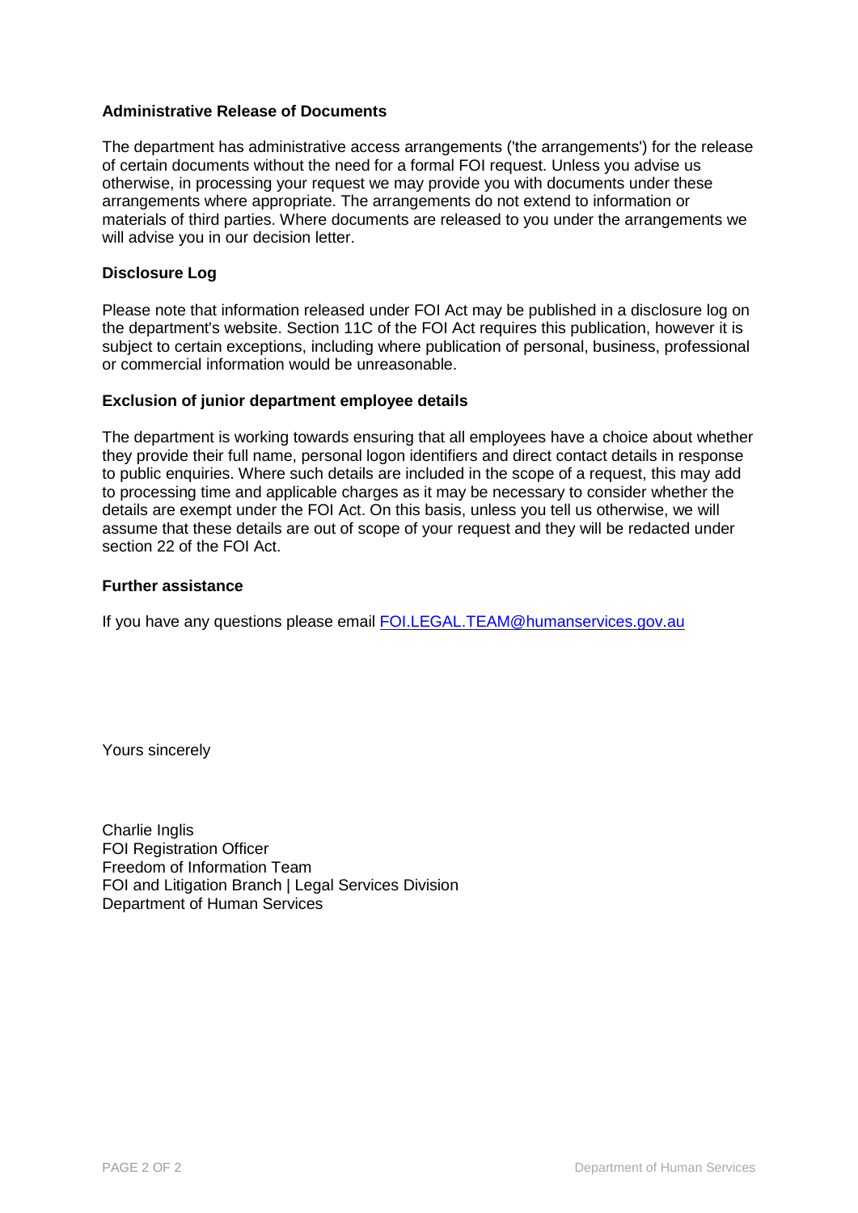**Administrative Release of Documents**

The department has administrative access arrangements ('the arrangements') for the release of certain documents without the need for a formal FOI request. Unless you advise us otherwise, in processing your request we may provide you with documents under these arrangements where appropriate. The arrangements do not extend to information or materials of third parties. Where documents are released to you under the arrangements we will advise you in our decision letter.

**Disclosure Log**

Please note that information released under FOI Act may be published in a disclosure log on the department's website. Section 11C of the FOI Act requires this publication, however it is subject to certain exceptions, including where publication of personal, business, professional or commercial information would be unreasonable.

**Exclusion of junior department employee details**

The department is working towards ensuring that all employees have a choice about whether they provide their full name, personal logon identifiers and direct contact details in response to public enquiries. Where such details are included in the scope of a request, this may add to processing time and applicable charges as it may be necessary to consider whether the details are exempt under the FOI Act. On this basis, unless you tell us otherwise, we will assume that these details are out of scope of your request and they will be redacted under section 22 of the FOI Act.

**Further assistance**

If you have any questions please email FOI.LEGAL.TEAM@humanservices.gov.au

Yours sincerely

Charlie Inglis
FOI Registration Officer
Freedom of Information Team
FOI and Litigation Branch | Legal Services Division
Department of Human Services